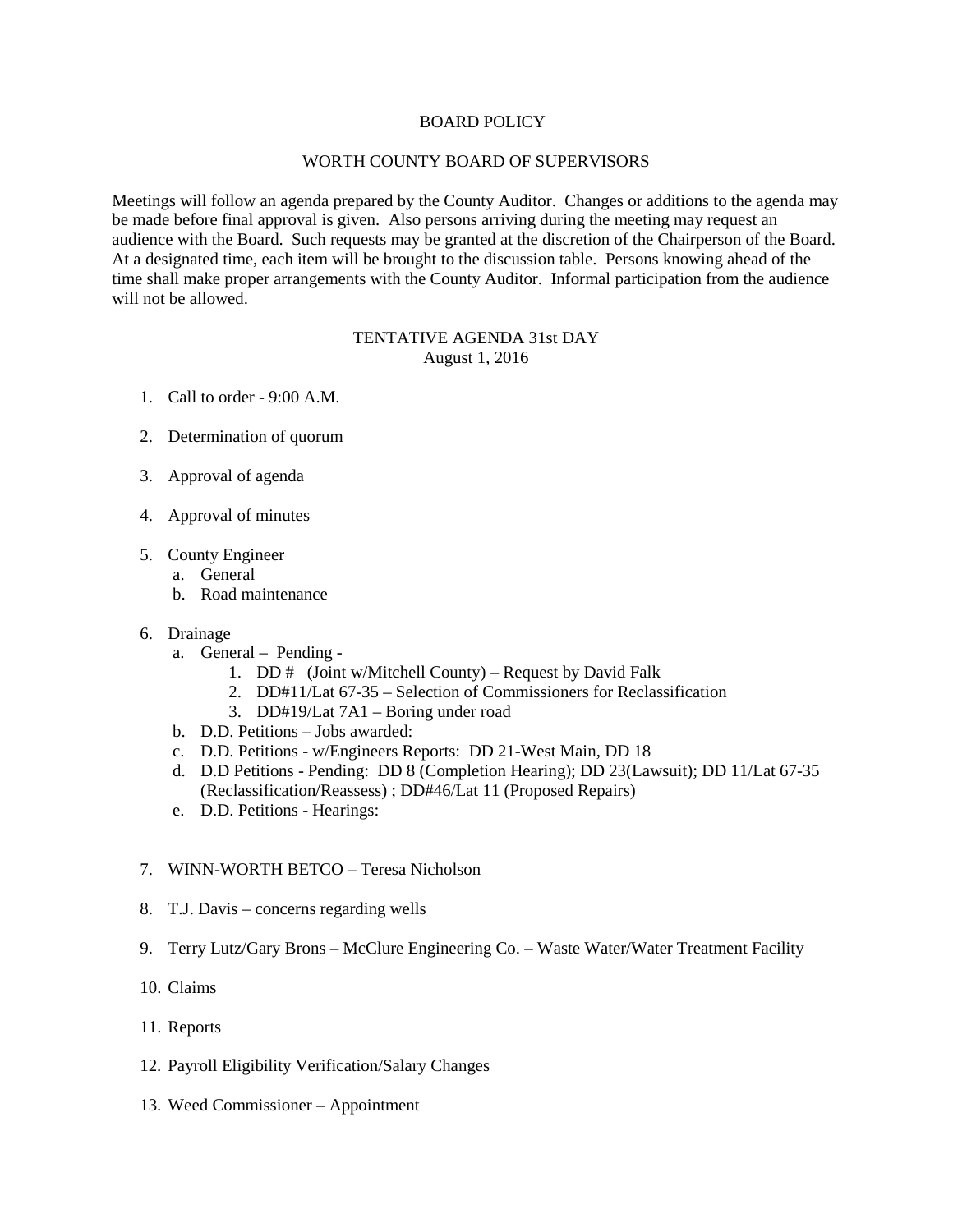# BOARD POLICY

## WORTH COUNTY BOARD OF SUPERVISORS

Meetings will follow an agenda prepared by the County Auditor. Changes or additions to the agenda may be made before final approval is given. Also persons arriving during the meeting may request an audience with the Board. Such requests may be granted at the discretion of the Chairperson of the Board. At a designated time, each item will be brought to the discussion table. Persons knowing ahead of the time shall make proper arrangements with the County Auditor. Informal participation from the audience will not be allowed.

## TENTATIVE AGENDA 31st DAY
August 1, 2016

1. Call to order - 9:00 A.M.

2. Determination of quorum

3. Approval of agenda

4. Approval of minutes

5. County Engineer
   a. General
   b. Road maintenance

6. Drainage
   a. General – Pending -
      1. DD # (Joint w/Mitchell County) – Request by David Falk
      2. DD#11/Lat 67-35 – Selection of Commissioners for Reclassification
      3. DD#19/Lat 7A1 – Boring under road
   b. D.D. Petitions – Jobs awarded:
   c. D.D. Petitions - w/Engineers Reports: DD 21-West Main, DD 18
   d. D.D Petitions - Pending: DD 8 (Completion Hearing); DD 23(Lawsuit); DD 11/Lat 67-35 (Reclassification/Reassess) ; DD#46/Lat 11 (Proposed Repairs)
   e. D.D. Petitions - Hearings:

7. WINN-WORTH BETCO – Teresa Nicholson

8. T.J. Davis – concerns regarding wells

9. Terry Lutz/Gary Brons – McClure Engineering Co. – Waste Water/Water Treatment Facility

10. Claims

11. Reports

12. Payroll Eligibility Verification/Salary Changes

13. Weed Commissioner – Appointment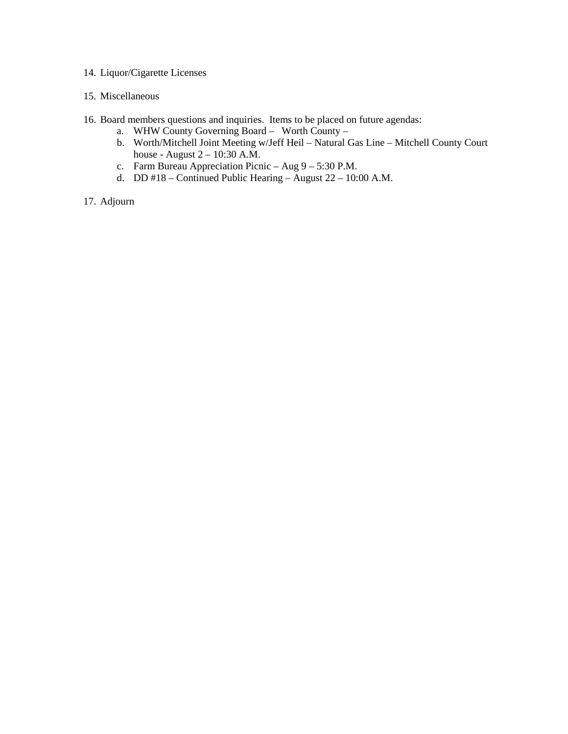14. Liquor/Cigarette Licenses

15. Miscellaneous

16. Board members questions and inquiries. Items to be placed on future agendas:
    a. WHW County Governing Board – Worth County –
    b. Worth/Mitchell Joint Meeting w/Jeff Heil – Natural Gas Line – Mitchell County Court house - August 2 – 10:30 A.M.
    c. Farm Bureau Appreciation Picnic – Aug 9 – 5:30 P.M.
    d. DD #18 – Continued Public Hearing – August 22 – 10:00 A.M.

17. Adjourn